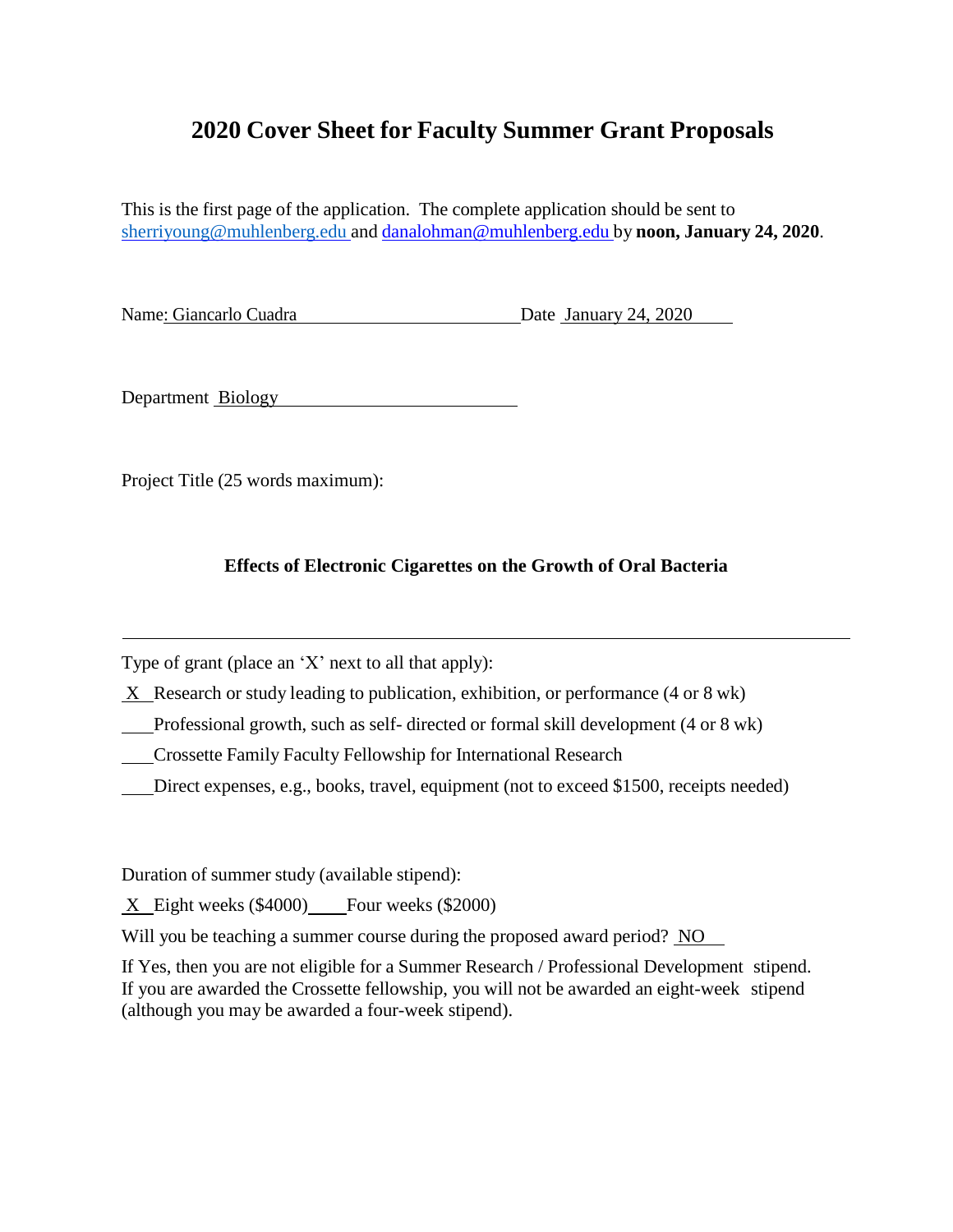# 2020 Cover Sheet for Faculty Summer Grant Proposals

This is the first page of the application. The complete application should be sent to sherriyoung@muhlenberg.edu and danalohman@muhlenberg.edu by **noon, January 24, 2020**.

Name: Giancarlo Cuadra Date January 24, 2020

Department Biology

Project Title (25 words maximum):

**Effects of Electronic Cigarettes on the Growth of Oral Bacteria**

---

Type of grant (place an 'X' next to all that apply):

X Research or study leading to publication, exhibition, or performance (4 or 8 wk)

___ Professional growth, such as self- directed or formal skill development (4 or 8 wk)

___ Crossette Family Faculty Fellowship for International Research

___ Direct expenses, e.g., books, travel, equipment (not to exceed $1500, receipts needed)

Duration of summer study (available stipend):

X Eight weeks ($4000) ___ Four weeks ($2000)

Will you be teaching a summer course during the proposed award period? NO

If Yes, then you are not eligible for a Summer Research / Professional Development stipend. If you are awarded the Crossette fellowship, you will not be awarded an eight-week stipend (although you may be awarded a four-week stipend).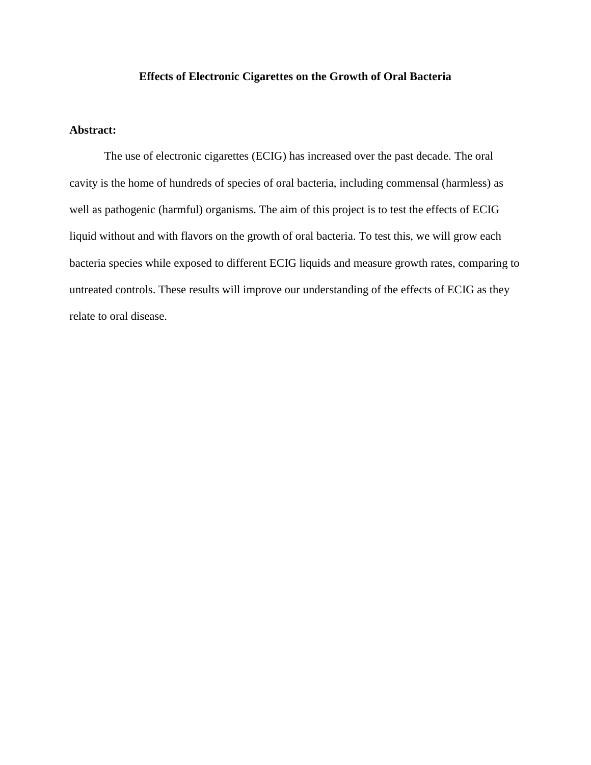# Effects of Electronic Cigarettes on the Growth of Oral Bacteria

**Abstract:**

The use of electronic cigarettes (ECIG) has increased over the past decade. The oral cavity is the home of hundreds of species of oral bacteria, including commensal (harmless) as well as pathogenic (harmful) organisms. The aim of this project is to test the effects of ECIG liquid without and with flavors on the growth of oral bacteria. To test this, we will grow each bacteria species while exposed to different ECIG liquids and measure growth rates, comparing to untreated controls. These results will improve our understanding of the effects of ECIG as they relate to oral disease.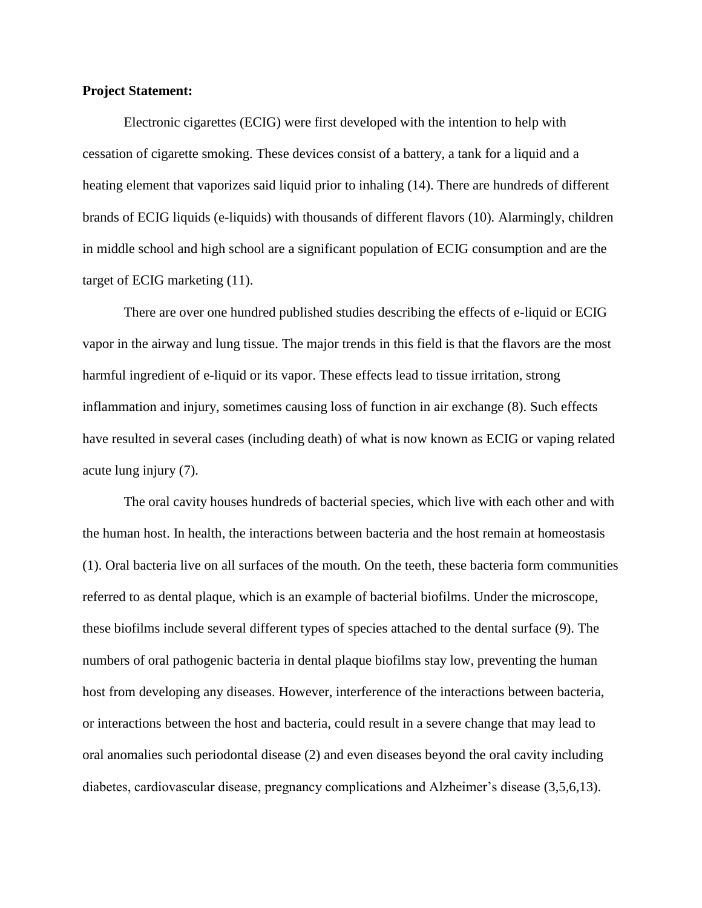**Project Statement:**

Electronic cigarettes (ECIG) were first developed with the intention to help with cessation of cigarette smoking. These devices consist of a battery, a tank for a liquid and a heating element that vaporizes said liquid prior to inhaling (14). There are hundreds of different brands of ECIG liquids (e-liquids) with thousands of different flavors (10). Alarmingly, children in middle school and high school are a significant population of ECIG consumption and are the target of ECIG marketing (11).

There are over one hundred published studies describing the effects of e-liquid or ECIG vapor in the airway and lung tissue. The major trends in this field is that the flavors are the most harmful ingredient of e-liquid or its vapor. These effects lead to tissue irritation, strong inflammation and injury, sometimes causing loss of function in air exchange (8). Such effects have resulted in several cases (including death) of what is now known as ECIG or vaping related acute lung injury (7).

The oral cavity houses hundreds of bacterial species, which live with each other and with the human host. In health, the interactions between bacteria and the host remain at homeostasis (1). Oral bacteria live on all surfaces of the mouth. On the teeth, these bacteria form communities referred to as dental plaque, which is an example of bacterial biofilms. Under the microscope, these biofilms include several different types of species attached to the dental surface (9). The numbers of oral pathogenic bacteria in dental plaque biofilms stay low, preventing the human host from developing any diseases. However, interference of the interactions between bacteria, or interactions between the host and bacteria, could result in a severe change that may lead to oral anomalies such periodontal disease (2) and even diseases beyond the oral cavity including diabetes, cardiovascular disease, pregnancy complications and Alzheimer's disease (3,5,6,13).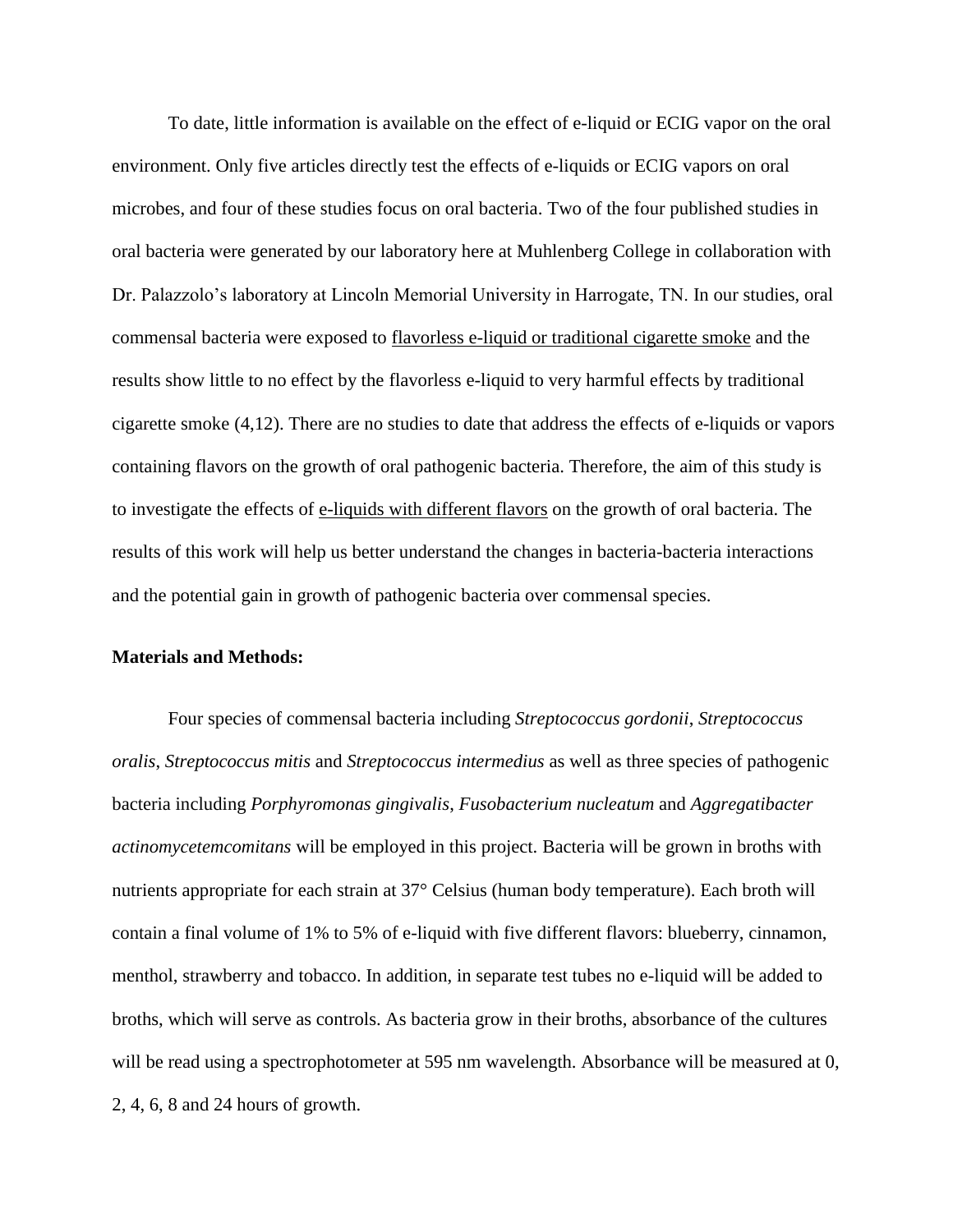To date, little information is available on the effect of e-liquid or ECIG vapor on the oral environment. Only five articles directly test the effects of e-liquids or ECIG vapors on oral microbes, and four of these studies focus on oral bacteria. Two of the four published studies in oral bacteria were generated by our laboratory here at Muhlenberg College in collaboration with Dr. Palazzolo's laboratory at Lincoln Memorial University in Harrogate, TN. In our studies, oral commensal bacteria were exposed to <u>flavorless e-liquid or traditional cigarette smoke</u> and the results show little to no effect by the flavorless e-liquid to very harmful effects by traditional cigarette smoke (4,12). There are no studies to date that address the effects of e-liquids or vapors containing flavors on the growth of oral pathogenic bacteria. Therefore, the aim of this study is to investigate the effects of <u>e-liquids with different flavors</u> on the growth of oral bacteria. The results of this work will help us better understand the changes in bacteria-bacteria interactions and the potential gain in growth of pathogenic bacteria over commensal species.

**Materials and Methods:**

Four species of commensal bacteria including *Streptococcus gordonii*, *Streptococcus oralis*, *Streptococcus mitis* and *Streptococcus intermedius* as well as three species of pathogenic bacteria including *Porphyromonas gingivalis*, *Fusobacterium nucleatum* and *Aggregatibacter actinomycetemcomitans* will be employed in this project. Bacteria will be grown in broths with nutrients appropriate for each strain at 37° Celsius (human body temperature). Each broth will contain a final volume of 1% to 5% of e-liquid with five different flavors: blueberry, cinnamon, menthol, strawberry and tobacco. In addition, in separate test tubes no e-liquid will be added to broths, which will serve as controls. As bacteria grow in their broths, absorbance of the cultures will be read using a spectrophotometer at 595 nm wavelength. Absorbance will be measured at 0, 2, 4, 6, 8 and 24 hours of growth.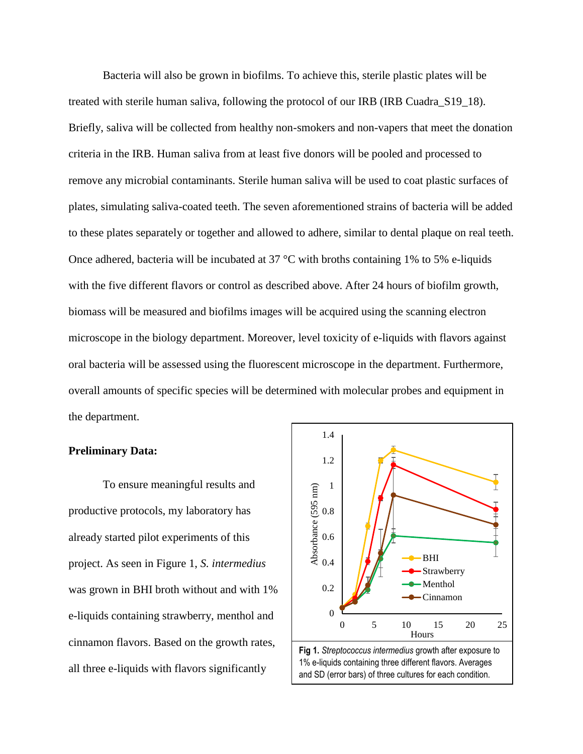Bacteria will also be grown in biofilms. To achieve this, sterile plastic plates will be treated with sterile human saliva, following the protocol of our IRB (IRB Cuadra_S19_18). Briefly, saliva will be collected from healthy non-smokers and non-vapers that meet the donation criteria in the IRB. Human saliva from at least five donors will be pooled and processed to remove any microbial contaminants. Sterile human saliva will be used to coat plastic surfaces of plates, simulating saliva-coated teeth. The seven aforementioned strains of bacteria will be added to these plates separately or together and allowed to adhere, similar to dental plaque on real teeth. Once adhered, bacteria will be incubated at 37 °C with broths containing 1% to 5% e-liquids with the five different flavors or control as described above. After 24 hours of biofilm growth, biomass will be measured and biofilms images will be acquired using the scanning electron microscope in the biology department. Moreover, level toxicity of e-liquids with flavors against oral bacteria will be assessed using the fluorescent microscope in the department. Furthermore, overall amounts of specific species will be determined with molecular probes and equipment in the department.

**Preliminary Data:**

To ensure meaningful results and productive protocols, my laboratory has already started pilot experiments of this project. As seen in Figure 1, *S. intermedius* was grown in BHI broth without and with 1% e-liquids containing strawberry, menthol and cinnamon flavors. Based on the growth rates, all three e-liquids with flavors significantly

**Fig 1.** *Streptococcus intermedius* growth after exposure to 1% e-liquids containing three different flavors. Averages and SD (error bars) of three cultures for each condition.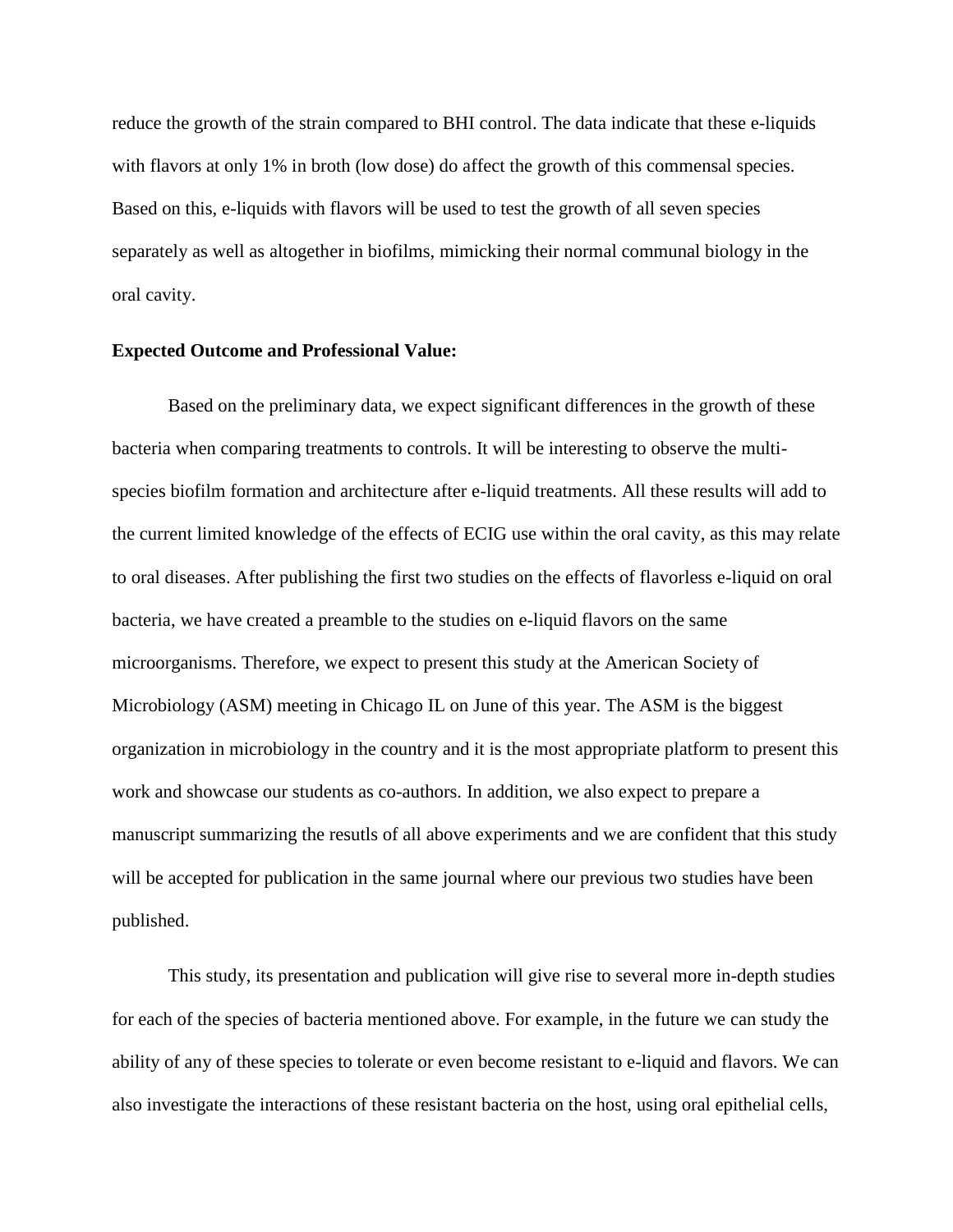reduce the growth of the strain compared to BHI control. The data indicate that these e-liquids with flavors at only 1% in broth (low dose) do affect the growth of this commensal species. Based on this, e-liquids with flavors will be used to test the growth of all seven species separately as well as altogether in biofilms, mimicking their normal communal biology in the oral cavity.

**Expected Outcome and Professional Value:**

Based on the preliminary data, we expect significant differences in the growth of these bacteria when comparing treatments to controls. It will be interesting to observe the multi-species biofilm formation and architecture after e-liquid treatments. All these results will add to the current limited knowledge of the effects of ECIG use within the oral cavity, as this may relate to oral diseases. After publishing the first two studies on the effects of flavorless e-liquid on oral bacteria, we have created a preamble to the studies on e-liquid flavors on the same microorganisms. Therefore, we expect to present this study at the American Society of Microbiology (ASM) meeting in Chicago IL on June of this year. The ASM is the biggest organization in microbiology in the country and it is the most appropriate platform to present this work and showcase our students as co-authors. In addition, we also expect to prepare a manuscript summarizing the resutls of all above experiments and we are confident that this study will be accepted for publication in the same journal where our previous two studies have been published.

This study, its presentation and publication will give rise to several more in-depth studies for each of the species of bacteria mentioned above. For example, in the future we can study the ability of any of these species to tolerate or even become resistant to e-liquid and flavors. We can also investigate the interactions of these resistant bacteria on the host, using oral epithelial cells,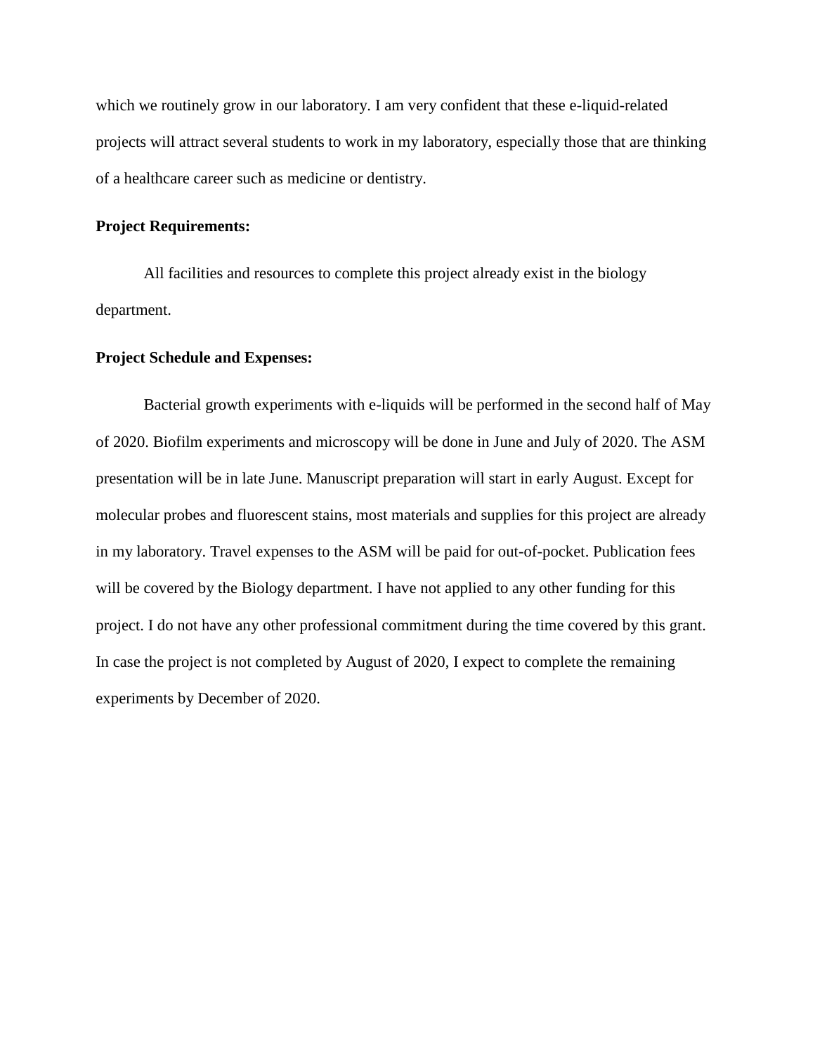which we routinely grow in our laboratory. I am very confident that these e-liquid-related projects will attract several students to work in my laboratory, especially those that are thinking of a healthcare career such as medicine or dentistry.

**Project Requirements:**

All facilities and resources to complete this project already exist in the biology department.

**Project Schedule and Expenses:**

Bacterial growth experiments with e-liquids will be performed in the second half of May of 2020. Biofilm experiments and microscopy will be done in June and July of 2020. The ASM presentation will be in late June. Manuscript preparation will start in early August. Except for molecular probes and fluorescent stains, most materials and supplies for this project are already in my laboratory. Travel expenses to the ASM will be paid for out-of-pocket. Publication fees will be covered by the Biology department. I have not applied to any other funding for this project. I do not have any other professional commitment during the time covered by this grant. In case the project is not completed by August of 2020, I expect to complete the remaining experiments by December of 2020.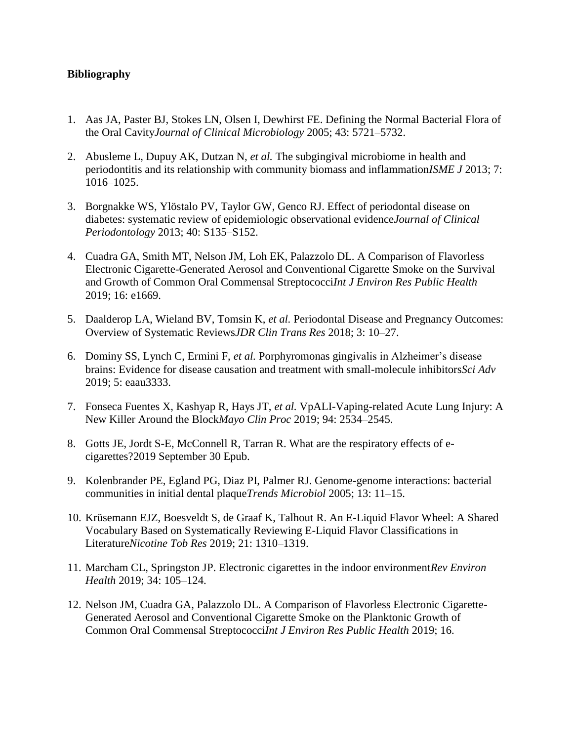**Bibliography**

1. Aas JA, Paster BJ, Stokes LN, Olsen I, Dewhirst FE. Defining the Normal Bacterial Flora of the Oral Cavity*Journal of Clinical Microbiology* 2005; 43: 5721–5732.

2. Abusleme L, Dupuy AK, Dutzan N, *et al.* The subgingival microbiome in health and periodontitis and its relationship with community biomass and inflammation*ISME J* 2013; 7: 1016–1025.

3. Borgnakke WS, Ylöstalo PV, Taylor GW, Genco RJ. Effect of periodontal disease on diabetes: systematic review of epidemiologic observational evidence*Journal of Clinical Periodontology* 2013; 40: S135–S152.

4. Cuadra GA, Smith MT, Nelson JM, Loh EK, Palazzolo DL. A Comparison of Flavorless Electronic Cigarette-Generated Aerosol and Conventional Cigarette Smoke on the Survival and Growth of Common Oral Commensal Streptococci*Int J Environ Res Public Health* 2019; 16: e1669.

5. Daalderop LA, Wieland BV, Tomsin K, *et al.* Periodontal Disease and Pregnancy Outcomes: Overview of Systematic Reviews*JDR Clin Trans Res* 2018; 3: 10–27.

6. Dominy SS, Lynch C, Ermini F, *et al.* Porphyromonas gingivalis in Alzheimer's disease brains: Evidence for disease causation and treatment with small-molecule inhibitors*Sci Adv* 2019; 5: eaau3333.

7. Fonseca Fuentes X, Kashyap R, Hays JT, *et al.* VpALI-Vaping-related Acute Lung Injury: A New Killer Around the Block*Mayo Clin Proc* 2019; 94: 2534–2545.

8. Gotts JE, Jordt S-E, McConnell R, Tarran R. What are the respiratory effects of e-cigarettes?2019 September 30 Epub.

9. Kolenbrander PE, Egland PG, Diaz PI, Palmer RJ. Genome-genome interactions: bacterial communities in initial dental plaque*Trends Microbiol* 2005; 13: 11–15.

10. Krüsemann EJZ, Boesveldt S, de Graaf K, Talhout R. An E-Liquid Flavor Wheel: A Shared Vocabulary Based on Systematically Reviewing E-Liquid Flavor Classifications in Literature*Nicotine Tob Res* 2019; 21: 1310–1319.

11. Marcham CL, Springston JP. Electronic cigarettes in the indoor environment*Rev Environ Health* 2019; 34: 105–124.

12. Nelson JM, Cuadra GA, Palazzolo DL. A Comparison of Flavorless Electronic Cigarette-Generated Aerosol and Conventional Cigarette Smoke on the Planktonic Growth of Common Oral Commensal Streptococci*Int J Environ Res Public Health* 2019; 16.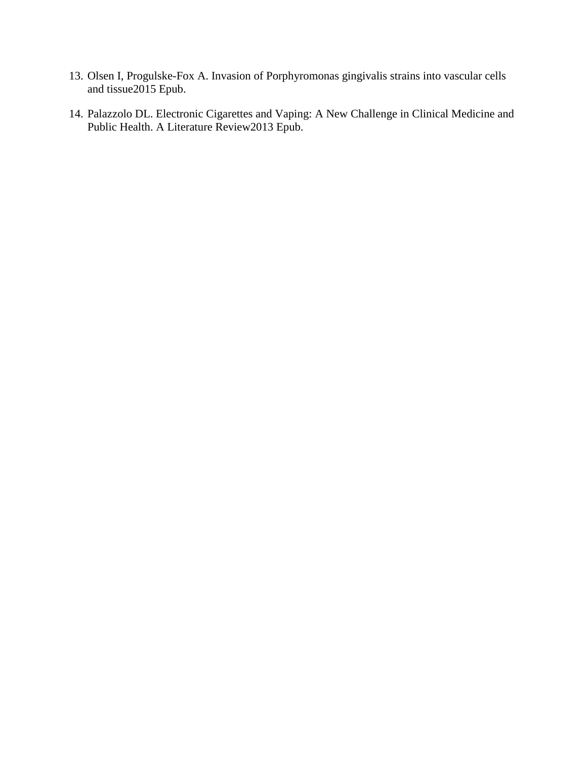13. Olsen I, Progulske-Fox A. Invasion of Porphyromonas gingivalis strains into vascular cells and tissue2015 Epub.

14. Palazzolo DL. Electronic Cigarettes and Vaping: A New Challenge in Clinical Medicine and Public Health. A Literature Review2013 Epub.